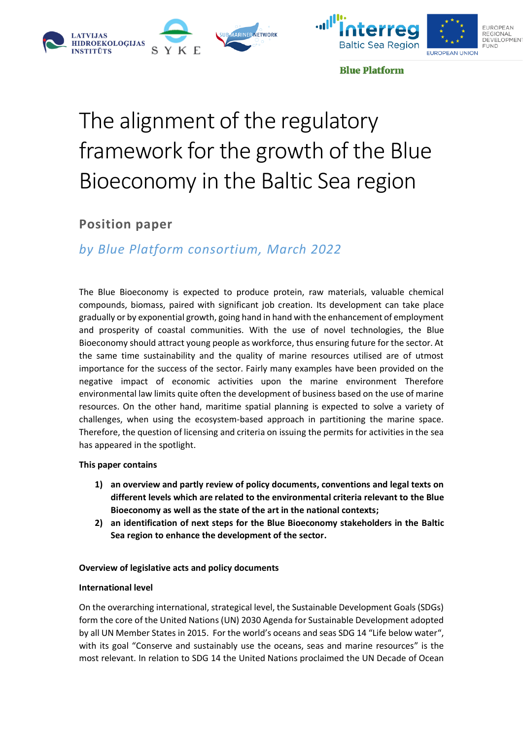Blue Platform

# The alignment of the regulatory framework for the growth of the Blue Bioeconomy in the Baltic Sea region

## Position paper

*by Blue Platform consortium, March 2022*

The Blue Bioeconomy is expected to produce protein, raw materials, valuable chemical compounds, biomass, paired with significant job creation. Its development can take place gradually or by exponential growth, going hand in hand with the enhancement of employment and prosperity of coastal communities. With the use of novel technologies, the Blue Bioeconomy should attract young people as workforce, thus ensuring future for the sector. At the same time sustainability and the quality of marine resources utilised are of utmost importance for the success of the sector. Fairly many examples have been provided on the negative impact of economic activities upon the marine environment Therefore environmental law limits quite often the development of business based on the use of marine resources. On the other hand, maritime spatial planning is expected to solve a variety of challenges, when using the ecosystem-based approach in partitioning the marine space. Therefore, the question of licensing and criteria on issuing the permits for activities in the sea has appeared in the spotlight.

**This paper contains**

1) **an overview and partly review of policy documents, conventions and legal texts on different levels which are related to the environmental criteria relevant to the Blue Bioeconomy as well as the state of the art in the national contexts;**
2) **an identification of next steps for the Blue Bioeconomy stakeholders in the Baltic Sea region to enhance the development of the sector.**

**Overview of legislative acts and policy documents**

**International level**

On the overarching international, strategical level, the Sustainable Development Goals (SDGs) form the core of the United Nations (UN) 2030 Agenda for Sustainable Development adopted by all UN Member States in 2015. For the world's oceans and seas SDG 14 "Life below water", with its goal "Conserve and sustainably use the oceans, seas and marine resources" is the most relevant. In relation to SDG 14 the United Nations proclaimed the UN Decade of Ocean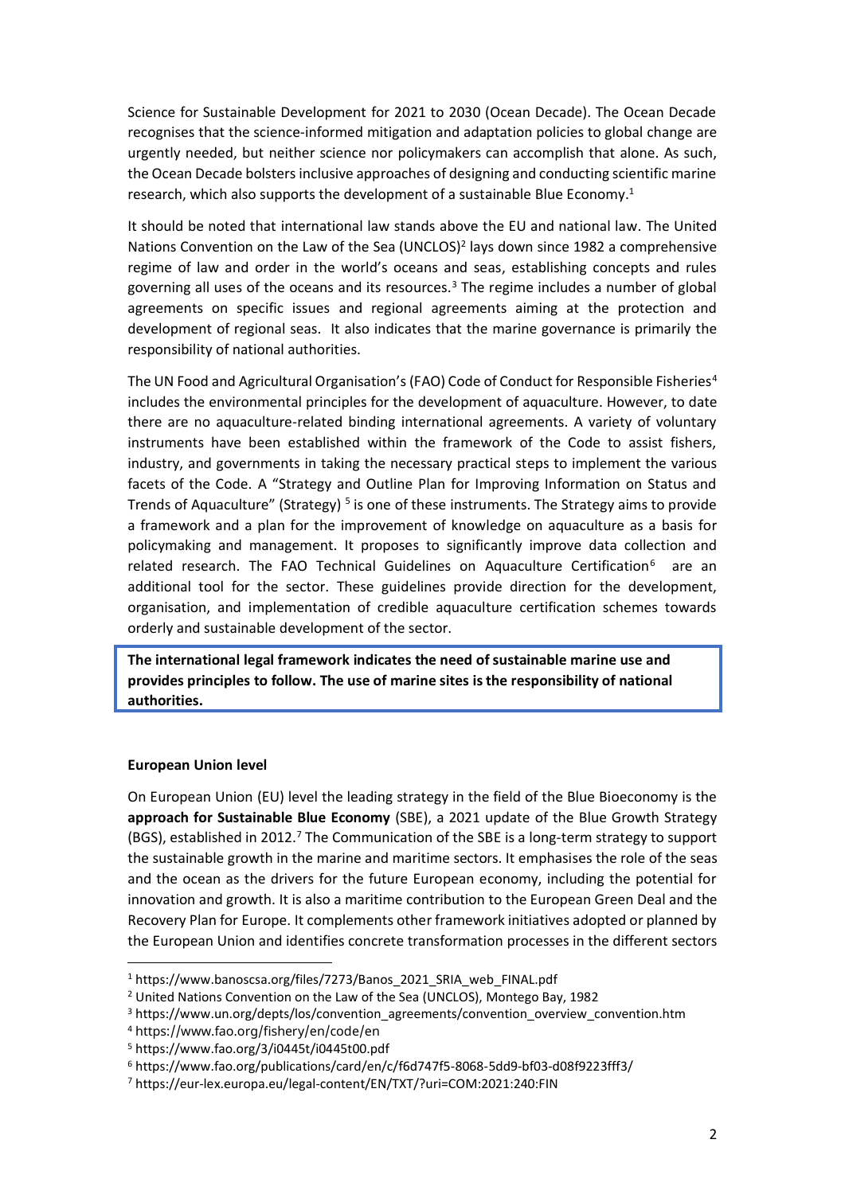Science for Sustainable Development for 2021 to 2030 (Ocean Decade). The Ocean Decade recognises that the science-informed mitigation and adaptation policies to global change are urgently needed, but neither science nor policymakers can accomplish that alone. As such, the Ocean Decade bolsters inclusive approaches of designing and conducting scientific marine research, which also supports the development of a sustainable Blue Economy.[1]

It should be noted that international law stands above the EU and national law. The United Nations Convention on the Law of the Sea (UNCLOS)[2] lays down since 1982 a comprehensive regime of law and order in the world's oceans and seas, establishing concepts and rules governing all uses of the oceans and its resources.[3] The regime includes a number of global agreements on specific issues and regional agreements aiming at the protection and development of regional seas. It also indicates that the marine governance is primarily the responsibility of national authorities.

The UN Food and Agricultural Organisation's (FAO) Code of Conduct for Responsible Fisheries[4] includes the environmental principles for the development of aquaculture. However, to date there are no aquaculture-related binding international agreements. A variety of voluntary instruments have been established within the framework of the Code to assist fishers, industry, and governments in taking the necessary practical steps to implement the various facets of the Code. A "Strategy and Outline Plan for Improving Information on Status and Trends of Aquaculture" (Strategy) [5] is one of these instruments. The Strategy aims to provide a framework and a plan for the improvement of knowledge on aquaculture as a basis for policymaking and management. It proposes to significantly improve data collection and related research. The FAO Technical Guidelines on Aquaculture Certification[6] are an additional tool for the sector. These guidelines provide direction for the development, organisation, and implementation of credible aquaculture certification schemes towards orderly and sustainable development of the sector.

**The international legal framework indicates the need of sustainable marine use and provides principles to follow. The use of marine sites is the responsibility of national authorities.**

**European Union level**

On European Union (EU) level the leading strategy in the field of the Blue Bioeconomy is the **approach for Sustainable Blue Economy** (SBE), a 2021 update of the Blue Growth Strategy (BGS), established in 2012.[7] The Communication of the SBE is a long-term strategy to support the sustainable growth in the marine and maritime sectors. It emphasises the role of the seas and the ocean as the drivers for the future European economy, including the potential for innovation and growth. It is also a maritime contribution to the European Green Deal and the Recovery Plan for Europe. It complements other framework initiatives adopted or planned by the European Union and identifies concrete transformation processes in the different sectors

[1] https://www.banoscsa.org/files/7273/Banos_2021_SRIA_web_FINAL.pdf
[2] United Nations Convention on the Law of the Sea (UNCLOS), Montego Bay, 1982
[3] https://www.un.org/depts/los/convention_agreements/convention_overview_convention.htm
[4] https://www.fao.org/fishery/en/code/en
[5] https://www.fao.org/3/i0445t/i0445t00.pdf
[6] https://www.fao.org/publications/card/en/c/f6d747f5-8068-5dd9-bf03-d08f9223fff3/
[7] https://eur-lex.europa.eu/legal-content/EN/TXT/?uri=COM:2021:240:FIN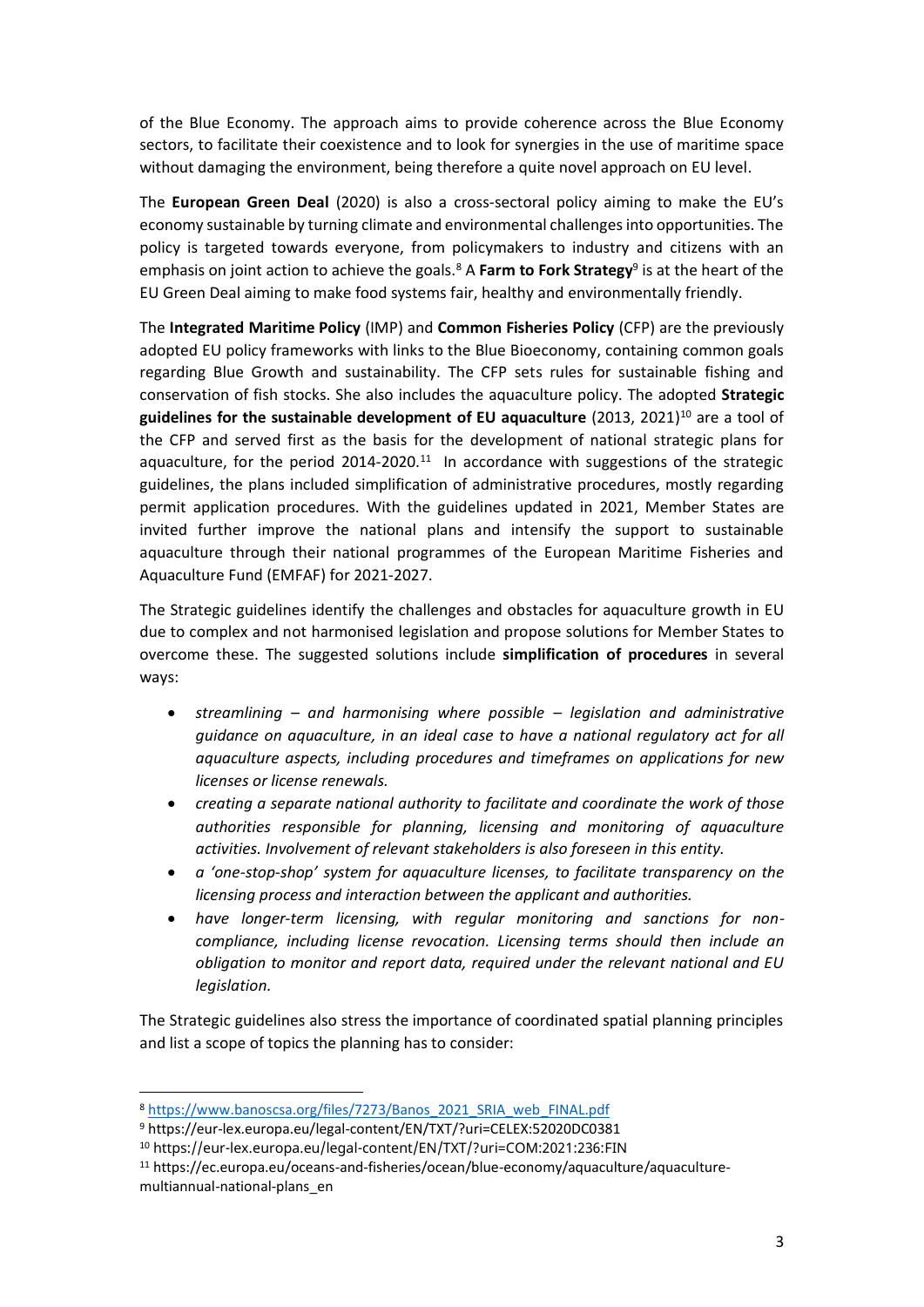of the Blue Economy. The approach aims to provide coherence across the Blue Economy sectors, to facilitate their coexistence and to look for synergies in the use of maritime space without damaging the environment, being therefore a quite novel approach on EU level.

The **European Green Deal** (2020) is also a cross-sectoral policy aiming to make the EU's economy sustainable by turning climate and environmental challenges into opportunities. The policy is targeted towards everyone, from policymakers to industry and citizens with an emphasis on joint action to achieve the goals.[8] A **Farm to Fork Strategy**[9] is at the heart of the EU Green Deal aiming to make food systems fair, healthy and environmentally friendly.

The **Integrated Maritime Policy** (IMP) and **Common Fisheries Policy** (CFP) are the previously adopted EU policy frameworks with links to the Blue Bioeconomy, containing common goals regarding Blue Growth and sustainability. The CFP sets rules for sustainable fishing and conservation of fish stocks. She also includes the aquaculture policy. The adopted **Strategic guidelines for the sustainable development of EU aquaculture** (2013, 2021)[10] are a tool of the CFP and served first as the basis for the development of national strategic plans for aquaculture, for the period 2014-2020.[11] In accordance with suggestions of the strategic guidelines, the plans included simplification of administrative procedures, mostly regarding permit application procedures. With the guidelines updated in 2021, Member States are invited further improve the national plans and intensify the support to sustainable aquaculture through their national programmes of the European Maritime Fisheries and Aquaculture Fund (EMFAF) for 2021-2027.

The Strategic guidelines identify the challenges and obstacles for aquaculture growth in EU due to complex and not harmonised legislation and propose solutions for Member States to overcome these. The suggested solutions include **simplification of procedures** in several ways:

- *streamlining – and harmonising where possible – legislation and administrative guidance on aquaculture, in an ideal case to have a national regulatory act for all aquaculture aspects, including procedures and timeframes on applications for new licenses or license renewals.*
- *creating a separate national authority to facilitate and coordinate the work of those authorities responsible for planning, licensing and monitoring of aquaculture activities. Involvement of relevant stakeholders is also foreseen in this entity.*
- *a 'one-stop-shop' system for aquaculture licenses, to facilitate transparency on the licensing process and interaction between the applicant and authorities.*
- *have longer-term licensing, with regular monitoring and sanctions for non-compliance, including license revocation. Licensing terms should then include an obligation to monitor and report data, required under the relevant national and EU legislation.*

The Strategic guidelines also stress the importance of coordinated spatial planning principles and list a scope of topics the planning has to consider:

---

[8] https://www.banoscsa.org/files/7273/Banos_2021_SRIA_web_FINAL.pdf

[9] https://eur-lex.europa.eu/legal-content/EN/TXT/?uri=CELEX:52020DC0381

[10] https://eur-lex.europa.eu/legal-content/EN/TXT/?uri=COM:2021:236:FIN

[11] https://ec.europa.eu/oceans-and-fisheries/ocean/blue-economy/aquaculture/aquaculture-multiannual-national-plans_en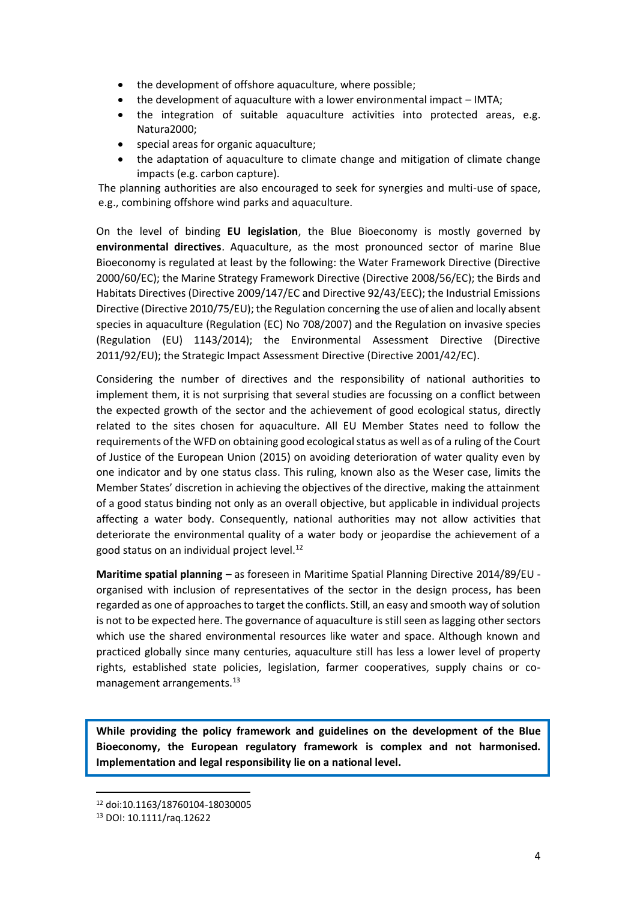- the development of offshore aquaculture, where possible;
- the development of aquaculture with a lower environmental impact – IMTA;
- the integration of suitable aquaculture activities into protected areas, e.g. Natura2000;
- special areas for organic aquaculture;
- the adaptation of aquaculture to climate change and mitigation of climate change impacts (e.g. carbon capture).

The planning authorities are also encouraged to seek for synergies and multi-use of space, e.g., combining offshore wind parks and aquaculture.

On the level of binding **EU legislation**, the Blue Bioeconomy is mostly governed by **environmental directives**. Aquaculture, as the most pronounced sector of marine Blue Bioeconomy is regulated at least by the following: the Water Framework Directive (Directive 2000/60/EC); the Marine Strategy Framework Directive (Directive 2008/56/EC); the Birds and Habitats Directives (Directive 2009/147/EC and Directive 92/43/EEC); the Industrial Emissions Directive (Directive 2010/75/EU); the Regulation concerning the use of alien and locally absent species in aquaculture (Regulation (EC) No 708/2007) and the Regulation on invasive species (Regulation (EU) 1143/2014); the Environmental Assessment Directive (Directive 2011/92/EU); the Strategic Impact Assessment Directive (Directive 2001/42/EC).

Considering the number of directives and the responsibility of national authorities to implement them, it is not surprising that several studies are focussing on a conflict between the expected growth of the sector and the achievement of good ecological status, directly related to the sites chosen for aquaculture. All EU Member States need to follow the requirements of the WFD on obtaining good ecological status as well as of a ruling of the Court of Justice of the European Union (2015) on avoiding deterioration of water quality even by one indicator and by one status class. This ruling, known also as the Weser case, limits the Member States' discretion in achieving the objectives of the directive, making the attainment of a good status binding not only as an overall objective, but applicable in individual projects affecting a water body. Consequently, national authorities may not allow activities that deteriorate the environmental quality of a water body or jeopardise the achievement of a good status on an individual project level.[12]

**Maritime spatial planning** – as foreseen in Maritime Spatial Planning Directive 2014/89/EU - organised with inclusion of representatives of the sector in the design process, has been regarded as one of approaches to target the conflicts. Still, an easy and smooth way of solution is not to be expected here. The governance of aquaculture is still seen as lagging other sectors which use the shared environmental resources like water and space. Although known and practiced globally since many centuries, aquaculture still has less a lower level of property rights, established state policies, legislation, farmer cooperatives, supply chains or co-management arrangements.[13]

**While providing the policy framework and guidelines on the development of the Blue Bioeconomy, the European regulatory framework is complex and not harmonised. Implementation and legal responsibility lie on a national level.**

[12] doi:10.1163/18760104-18030005

[13] DOI: 10.1111/raq.12622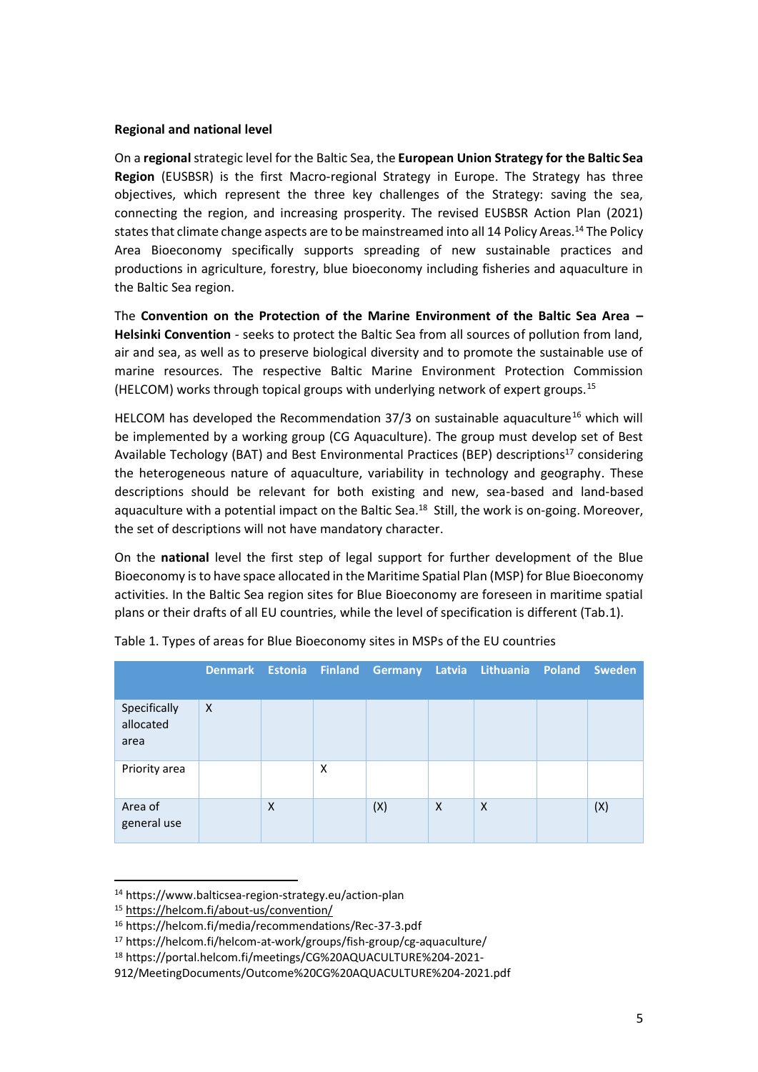**Regional and national level**

On a **regional** strategic level for the Baltic Sea, the **European Union Strategy for the Baltic Sea Region** (EUSBSR) is the first Macro-regional Strategy in Europe. The Strategy has three objectives, which represent the three key challenges of the Strategy: saving the sea, connecting the region, and increasing prosperity. The revised EUSBSR Action Plan (2021) states that climate change aspects are to be mainstreamed into all 14 Policy Areas.[14] The Policy Area Bioeconomy specifically supports spreading of new sustainable practices and productions in agriculture, forestry, blue bioeconomy including fisheries and aquaculture in the Baltic Sea region.

The **Convention on the Protection of the Marine Environment of the Baltic Sea Area – Helsinki Convention** - seeks to protect the Baltic Sea from all sources of pollution from land, air and sea, as well as to preserve biological diversity and to promote the sustainable use of marine resources. The respective Baltic Marine Environment Protection Commission (HELCOM) works through topical groups with underlying network of expert groups.[15]

HELCOM has developed the Recommendation 37/3 on sustainable aquaculture[16] which will be implemented by a working group (CG Aquaculture). The group must develop set of Best Available Techology (BAT) and Best Environmental Practices (BEP) descriptions[17] considering the heterogeneous nature of aquaculture, variability in technology and geography. These descriptions should be relevant for both existing and new, sea-based and land-based aquaculture with a potential impact on the Baltic Sea.[18] Still, the work is on-going. Moreover, the set of descriptions will not have mandatory character.

On the **national** level the first step of legal support for further development of the Blue Bioeconomy is to have space allocated in the Maritime Spatial Plan (MSP) for Blue Bioeconomy activities. In the Baltic Sea region sites for Blue Bioeconomy are foreseen in maritime spatial plans or their drafts of all EU countries, while the level of specification is different (Tab.1).

Table 1. Types of areas for Blue Bioeconomy sites in MSPs of the EU countries

| | Denmark | Estonia | Finland | Germany | Latvia | Lithuania | Poland | Sweden |
|---|---|---|---|---|---|---|---|---|
| Specifically allocated area | X | | | | | | | |
| Priority area | | | X | | | | | |
| Area of general use | | X | | (X) | X | X | | (X) |

[14] https://www.balticsea-region-strategy.eu/action-plan

[15] https://helcom.fi/about-us/convention/

[16] https://helcom.fi/media/recommendations/Rec-37-3.pdf

[17] https://helcom.fi/helcom-at-work/groups/fish-group/cg-aquaculture/

[18] https://portal.helcom.fi/meetings/CG%20AQUACULTURE%204-2021-912/MeetingDocuments/Outcome%20CG%20AQUACULTURE%204-2021.pdf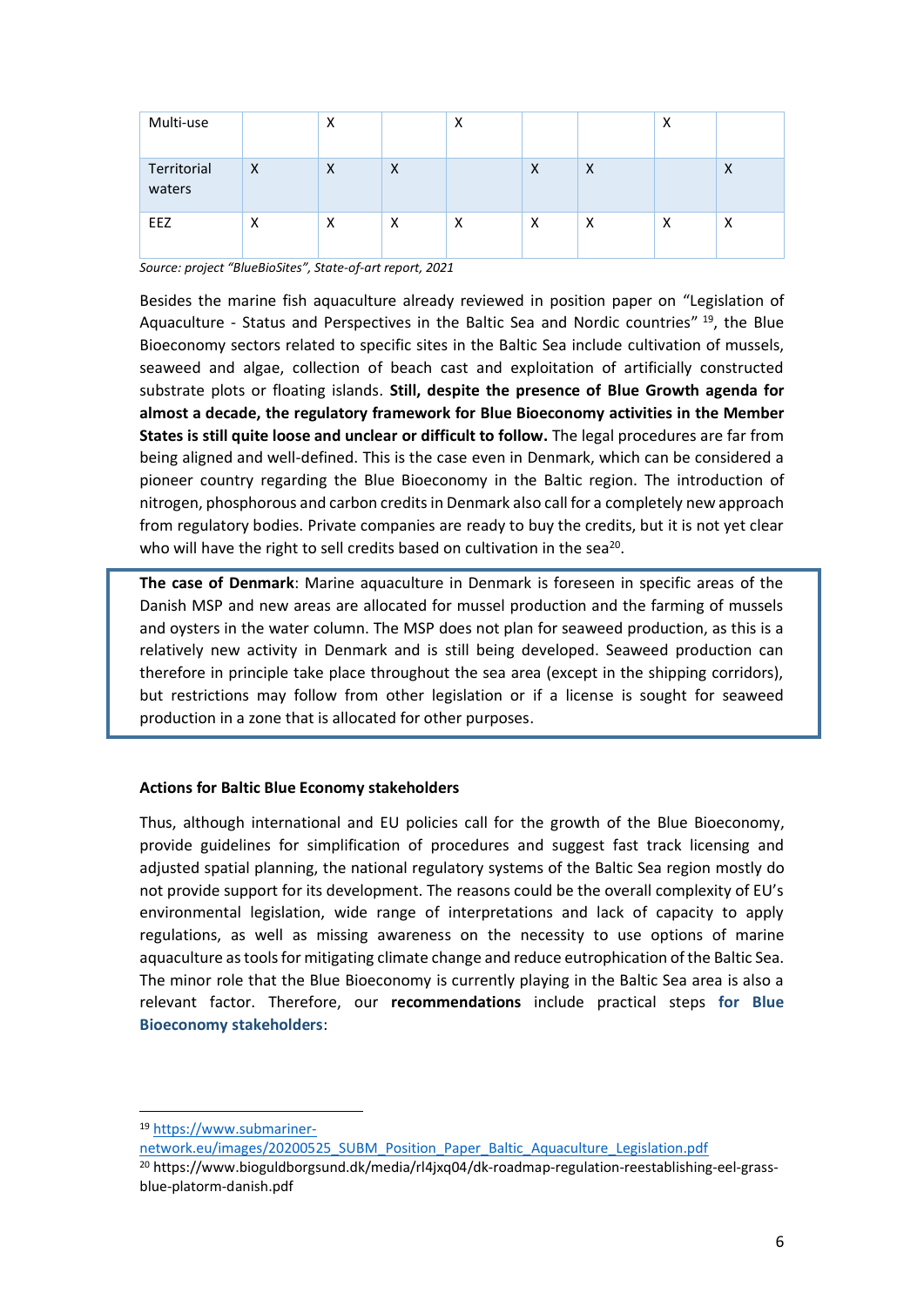| | | | | | | | | |
|---|---|---|---|---|---|---|---|---|
| Multi-use | | X | | X | | | X | |
| Territorial waters | X | X | X | | X | X | | X |
| EEZ | X | X | X | X | X | X | X | X |

*Source: project "BlueBioSites", State-of-art report, 2021*

Besides the marine fish aquaculture already reviewed in position paper on "Legislation of Aquaculture - Status and Perspectives in the Baltic Sea and Nordic countries" [19], the Blue Bioeconomy sectors related to specific sites in the Baltic Sea include cultivation of mussels, seaweed and algae, collection of beach cast and exploitation of artificially constructed substrate plots or floating islands. **Still, despite the presence of Blue Growth agenda for almost a decade, the regulatory framework for Blue Bioeconomy activities in the Member States is still quite loose and unclear or difficult to follow.** The legal procedures are far from being aligned and well-defined. This is the case even in Denmark, which can be considered a pioneer country regarding the Blue Bioeconomy in the Baltic region. The introduction of nitrogen, phosphorous and carbon credits in Denmark also call for a completely new approach from regulatory bodies. Private companies are ready to buy the credits, but it is not yet clear who will have the right to sell credits based on cultivation in the sea[20].

**The case of Denmark**: Marine aquaculture in Denmark is foreseen in specific areas of the Danish MSP and new areas are allocated for mussel production and the farming of mussels and oysters in the water column. The MSP does not plan for seaweed production, as this is a relatively new activity in Denmark and is still being developed. Seaweed production can therefore in principle take place throughout the sea area (except in the shipping corridors), but restrictions may follow from other legislation or if a license is sought for seaweed production in a zone that is allocated for other purposes.

### Actions for Baltic Blue Economy stakeholders

Thus, although international and EU policies call for the growth of the Blue Bioeconomy, provide guidelines for simplification of procedures and suggest fast track licensing and adjusted spatial planning, the national regulatory systems of the Baltic Sea region mostly do not provide support for its development. The reasons could be the overall complexity of EU's environmental legislation, wide range of interpretations and lack of capacity to apply regulations, as well as missing awareness on the necessity to use options of marine aquaculture as tools for mitigating climate change and reduce eutrophication of the Baltic Sea. The minor role that the Blue Bioeconomy is currently playing in the Baltic Sea area is also a relevant factor. Therefore, our **recommendations** include practical steps **for Blue Bioeconomy stakeholders**:

---

[19] https://www.submariner-network.eu/images/20200525_SUBM_Position_Paper_Baltic_Aquaculture_Legislation.pdf

[20] https://www.bioguldborgsund.dk/media/rl4jxq04/dk-roadmap-regulation-reestablishing-eel-grass-blue-platorm-danish.pdf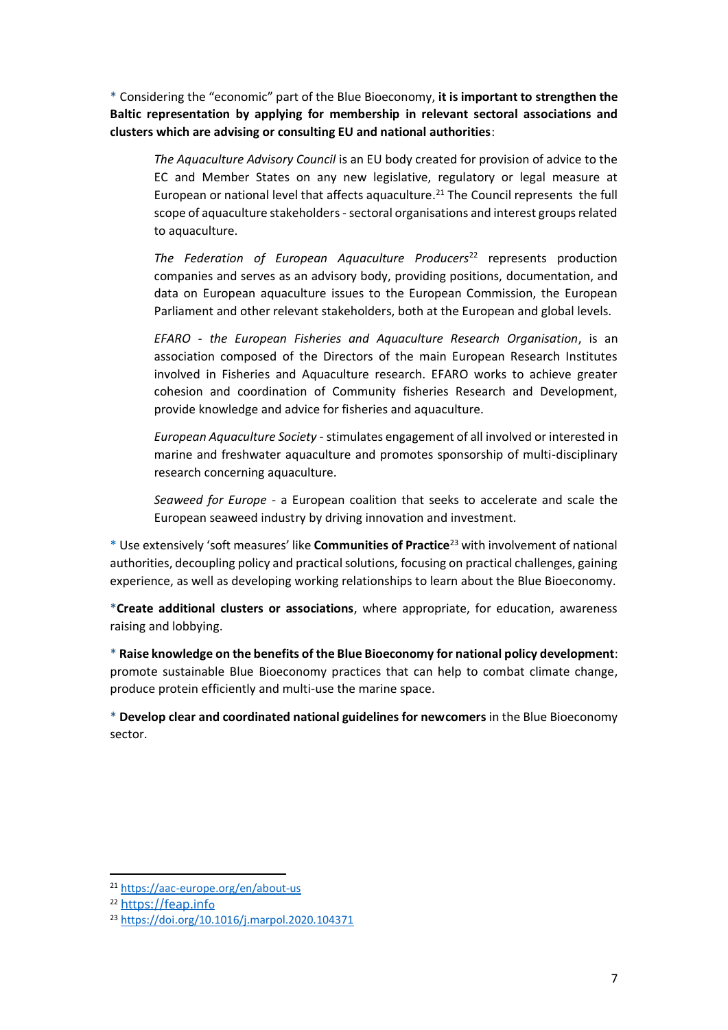* Considering the "economic" part of the Blue Bioeconomy, **it is important to strengthen the Baltic representation by applying for membership in relevant sectoral associations and clusters which are advising or consulting EU and national authorities**:

> *The Aquaculture Advisory Council* is an EU body created for provision of advice to the EC and Member States on any new legislative, regulatory or legal measure at European or national level that affects aquaculture.[21] The Council represents the full scope of aquaculture stakeholders - sectoral organisations and interest groups related to aquaculture.
>
> *The Federation of European Aquaculture Producers*[22] represents production companies and serves as an advisory body, providing positions, documentation, and data on European aquaculture issues to the European Commission, the European Parliament and other relevant stakeholders, both at the European and global levels.
>
> *EFARO - the European Fisheries and Aquaculture Research Organisation*, is an association composed of the Directors of the main European Research Institutes involved in Fisheries and Aquaculture research. EFARO works to achieve greater cohesion and coordination of Community fisheries Research and Development, provide knowledge and advice for fisheries and aquaculture.
>
> *European Aquaculture Society* - stimulates engagement of all involved or interested in marine and freshwater aquaculture and promotes sponsorship of multi-disciplinary research concerning aquaculture.
>
> *Seaweed for Europe* - a European coalition that seeks to accelerate and scale the European seaweed industry by driving innovation and investment.

* Use extensively 'soft measures' like **Communities of Practice**[23] with involvement of national authorities, decoupling policy and practical solutions, focusing on practical challenges, gaining experience, as well as developing working relationships to learn about the Blue Bioeconomy.

***Create additional clusters or associations**, where appropriate, for education, awareness raising and lobbying.

* **Raise knowledge on the benefits of the Blue Bioeconomy for national policy development**: promote sustainable Blue Bioeconomy practices that can help to combat climate change, produce protein efficiently and multi-use the marine space.

* **Develop clear and coordinated national guidelines for newcomers** in the Blue Bioeconomy sector.

---

[21] https://aac-europe.org/en/about-us

[22] https://feap.info

[23] https://doi.org/10.1016/j.marpol.2020.104371